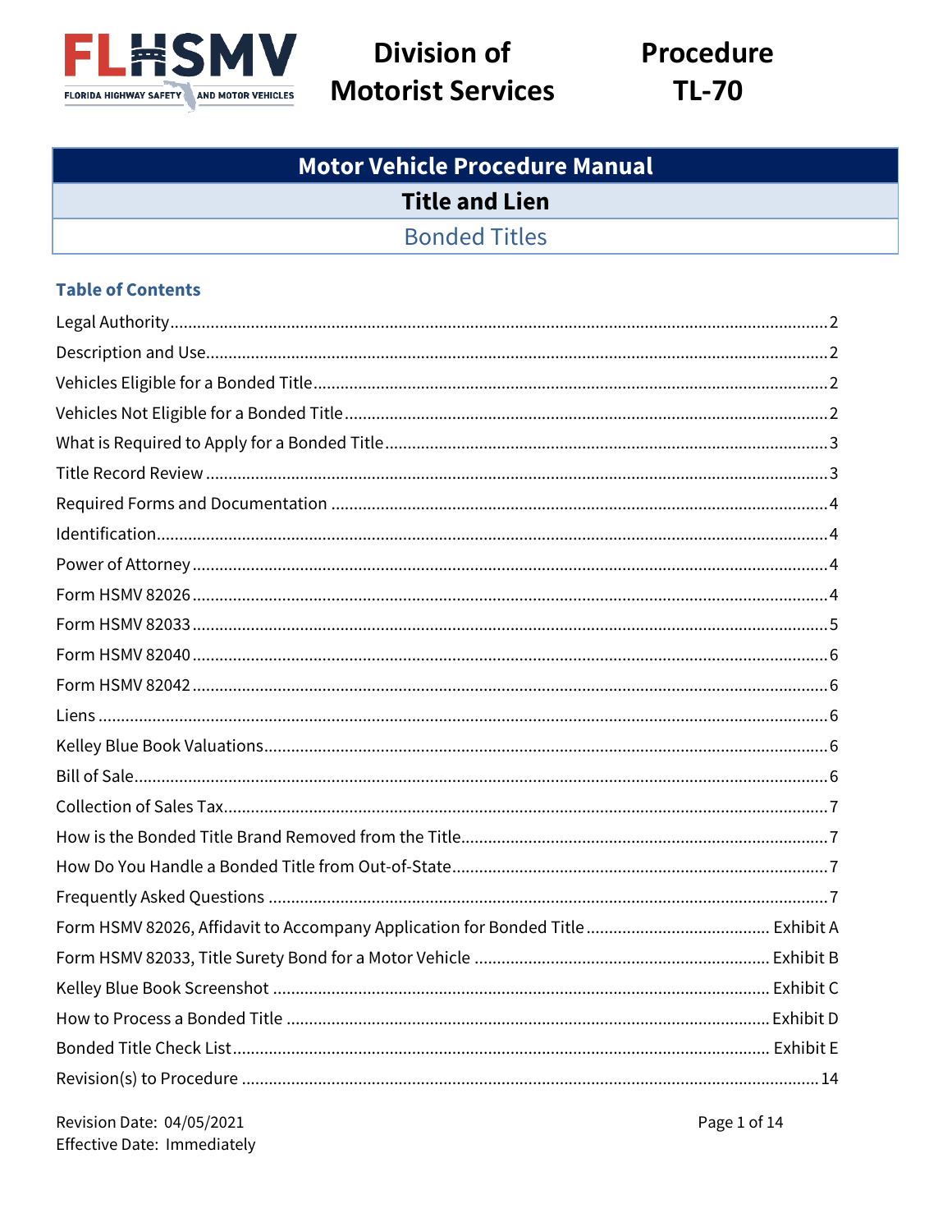# FLHSMV

FLORIDA HIGHWAY SAFETY AND MOTOR VEHICLES

**Division of Motorist Services**

**Procedure TL-70**

## Motor Vehicle Procedure Manual

## Title and Lien

## Bonded Titles

### Table of Contents

| Section | Page |
|---|---|
| Legal Authority | 2 |
| Description and Use | 2 |
| Vehicles Eligible for a Bonded Title | 2 |
| Vehicles Not Eligible for a Bonded Title | 2 |
| What is Required to Apply for a Bonded Title | 3 |
| Title Record Review | 3 |
| Required Forms and Documentation | 4 |
| Identification | 4 |
| Power of Attorney | 4 |
| Form HSMV 82026 | 4 |
| Form HSMV 82033 | 5 |
| Form HSMV 82040 | 6 |
| Form HSMV 82042 | 6 |
| Liens | 6 |
| Kelley Blue Book Valuations | 6 |
| Bill of Sale | 6 |
| Collection of Sales Tax | 7 |
| How is the Bonded Title Brand Removed from the Title | 7 |
| How Do You Handle a Bonded Title from Out-of-State | 7 |
| Frequently Asked Questions | 7 |
| Form HSMV 82026, Affidavit to Accompany Application for Bonded Title | Exhibit A |
| Form HSMV 82033, Title Surety Bond for a Motor Vehicle | Exhibit B |
| Kelley Blue Book Screenshot | Exhibit C |
| How to Process a Bonded Title | Exhibit D |
| Bonded Title Check List | Exhibit E |
| Revision(s) to Procedure | 14 |

Revision Date: 04/05/2021
Effective Date: Immediately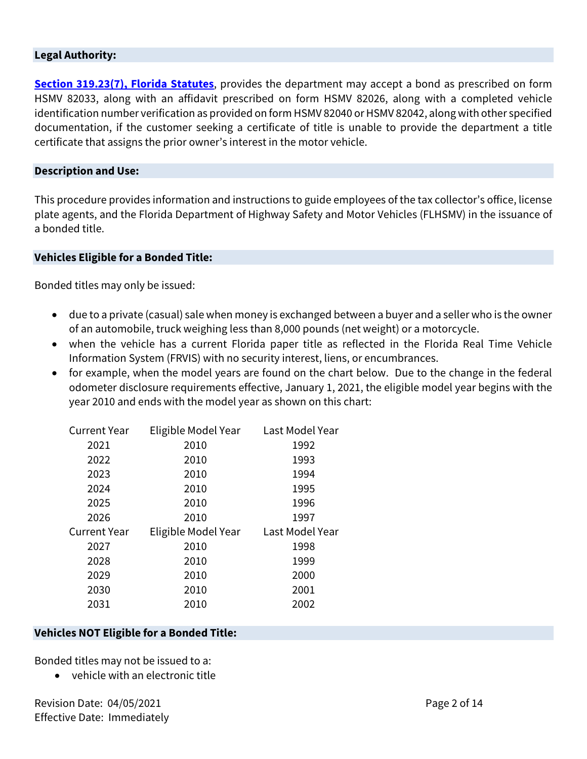## Legal Authority:

**[Section 319.23(7), Florida Statutes](#)**, provides the department may accept a bond as prescribed on form HSMV 82033, along with an affidavit prescribed on form HSMV 82026, along with a completed vehicle identification number verification as provided on form HSMV 82040 or HSMV 82042, along with other specified documentation, if the customer seeking a certificate of title is unable to provide the department a title certificate that assigns the prior owner's interest in the motor vehicle.

## Description and Use:

This procedure provides information and instructions to guide employees of the tax collector's office, license plate agents, and the Florida Department of Highway Safety and Motor Vehicles (FLHSMV) in the issuance of a bonded title.

## Vehicles Eligible for a Bonded Title:

Bonded titles may only be issued:

- due to a private (casual) sale when money is exchanged between a buyer and a seller who is the owner of an automobile, truck weighing less than 8,000 pounds (net weight) or a motorcycle.
- when the vehicle has a current Florida paper title as reflected in the Florida Real Time Vehicle Information System (FRVIS) with no security interest, liens, or encumbrances.
- for example, when the model years are found on the chart below. Due to the change in the federal odometer disclosure requirements effective, January 1, 2021, the eligible model year begins with the year 2010 and ends with the model year as shown on this chart:

| Current Year | Eligible Model Year | Last Model Year |
|---|---|---|
| 2021 | 2010 | 1992 |
| 2022 | 2010 | 1993 |
| 2023 | 2010 | 1994 |
| 2024 | 2010 | 1995 |
| 2025 | 2010 | 1996 |
| 2026 | 2010 | 1997 |
| 2027 | 2010 | 1998 |
| 2028 | 2010 | 1999 |
| 2029 | 2010 | 2000 |
| 2030 | 2010 | 2001 |
| 2031 | 2010 | 2002 |

## Vehicles NOT Eligible for a Bonded Title:

Bonded titles may not be issued to a:

- vehicle with an electronic title

Revision Date: 04/05/2021
Effective Date: Immediately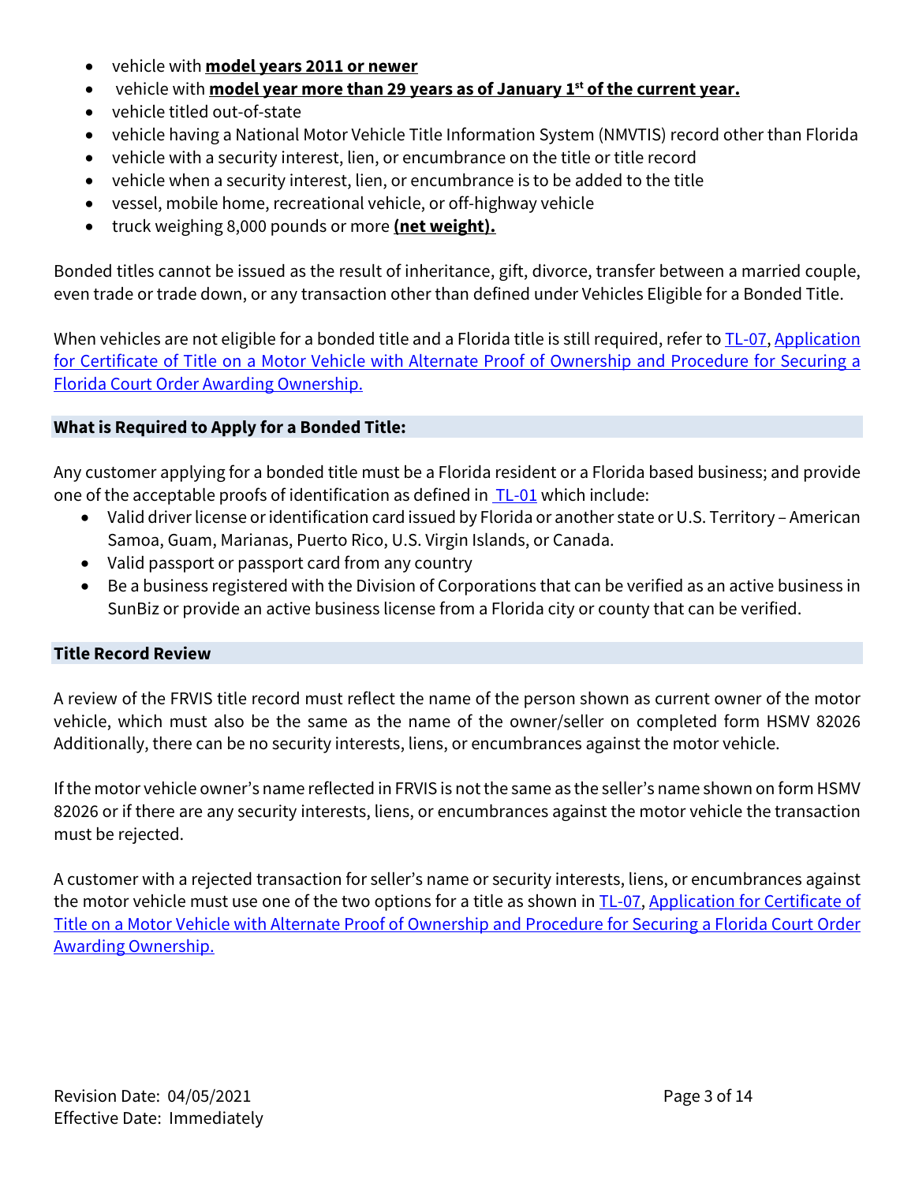- vehicle with **model years 2011 or newer**
- vehicle with **model year more than 29 years as of January 1st of the current year.**
- vehicle titled out-of-state
- vehicle having a National Motor Vehicle Title Information System (NMVTIS) record other than Florida
- vehicle with a security interest, lien, or encumbrance on the title or title record
- vehicle when a security interest, lien, or encumbrance is to be added to the title
- vessel, mobile home, recreational vehicle, or off-highway vehicle
- truck weighing 8,000 pounds or more **(net weight).**

Bonded titles cannot be issued as the result of inheritance, gift, divorce, transfer between a married couple, even trade or trade down, or any transaction other than defined under Vehicles Eligible for a Bonded Title.

When vehicles are not eligible for a bonded title and a Florida title is still required, refer to TL-07, Application for Certificate of Title on a Motor Vehicle with Alternate Proof of Ownership and Procedure for Securing a Florida Court Order Awarding Ownership.

## What is Required to Apply for a Bonded Title:

Any customer applying for a bonded title must be a Florida resident or a Florida based business; and provide one of the acceptable proofs of identification as defined in TL-01 which include:

- Valid driver license or identification card issued by Florida or another state or U.S. Territory – American Samoa, Guam, Marianas, Puerto Rico, U.S. Virgin Islands, or Canada.
- Valid passport or passport card from any country
- Be a business registered with the Division of Corporations that can be verified as an active business in SunBiz or provide an active business license from a Florida city or county that can be verified.

## Title Record Review

A review of the FRVIS title record must reflect the name of the person shown as current owner of the motor vehicle, which must also be the same as the name of the owner/seller on completed form HSMV 82026 Additionally, there can be no security interests, liens, or encumbrances against the motor vehicle.

If the motor vehicle owner's name reflected in FRVIS is not the same as the seller's name shown on form HSMV 82026 or if there are any security interests, liens, or encumbrances against the motor vehicle the transaction must be rejected.

A customer with a rejected transaction for seller's name or security interests, liens, or encumbrances against the motor vehicle must use one of the two options for a title as shown in TL-07, Application for Certificate of Title on a Motor Vehicle with Alternate Proof of Ownership and Procedure for Securing a Florida Court Order Awarding Ownership.

Revision Date: 04/05/2021
Effective Date: Immediately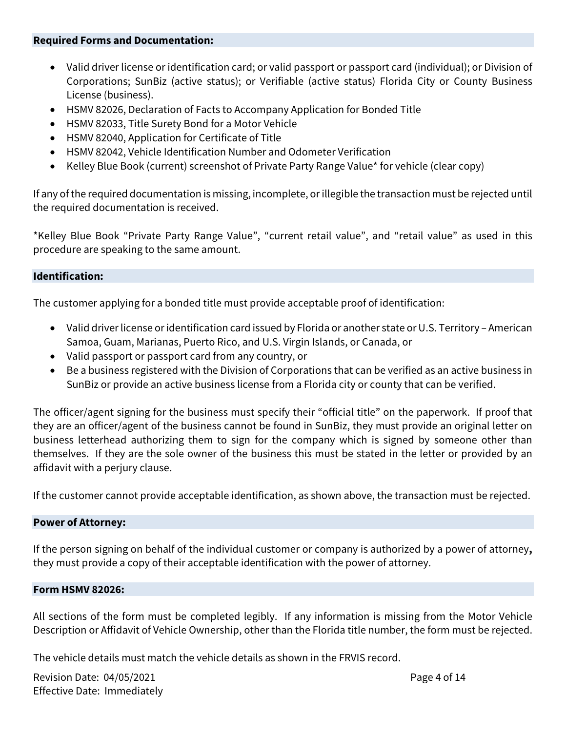### Required Forms and Documentation:

- Valid driver license or identification card; or valid passport or passport card (individual); or Division of Corporations; SunBiz (active status); or Verifiable (active status) Florida City or County Business License (business).
- HSMV 82026, Declaration of Facts to Accompany Application for Bonded Title
- HSMV 82033, Title Surety Bond for a Motor Vehicle
- HSMV 82040, Application for Certificate of Title
- HSMV 82042, Vehicle Identification Number and Odometer Verification
- Kelley Blue Book (current) screenshot of Private Party Range Value* for vehicle (clear copy)

If any of the required documentation is missing, incomplete, or illegible the transaction must be rejected until the required documentation is received.

*Kelley Blue Book "Private Party Range Value", "current retail value", and "retail value" as used in this procedure are speaking to the same amount.

### Identification:

The customer applying for a bonded title must provide acceptable proof of identification:

- Valid driver license or identification card issued by Florida or another state or U.S. Territory – American Samoa, Guam, Marianas, Puerto Rico, and U.S. Virgin Islands, or Canada, or
- Valid passport or passport card from any country, or
- Be a business registered with the Division of Corporations that can be verified as an active business in SunBiz or provide an active business license from a Florida city or county that can be verified.

The officer/agent signing for the business must specify their "official title" on the paperwork. If proof that they are an officer/agent of the business cannot be found in SunBiz, they must provide an original letter on business letterhead authorizing them to sign for the company which is signed by someone other than themselves. If they are the sole owner of the business this must be stated in the letter or provided by an affidavit with a perjury clause.

If the customer cannot provide acceptable identification, as shown above, the transaction must be rejected.

### Power of Attorney:

If the person signing on behalf of the individual customer or company is authorized by a power of attorney**,** they must provide a copy of their acceptable identification with the power of attorney.

### Form HSMV 82026:

All sections of the form must be completed legibly. If any information is missing from the Motor Vehicle Description or Affidavit of Vehicle Ownership, other than the Florida title number, the form must be rejected.

The vehicle details must match the vehicle details as shown in the FRVIS record.

Revision Date: 04/05/2021
Effective Date: Immediately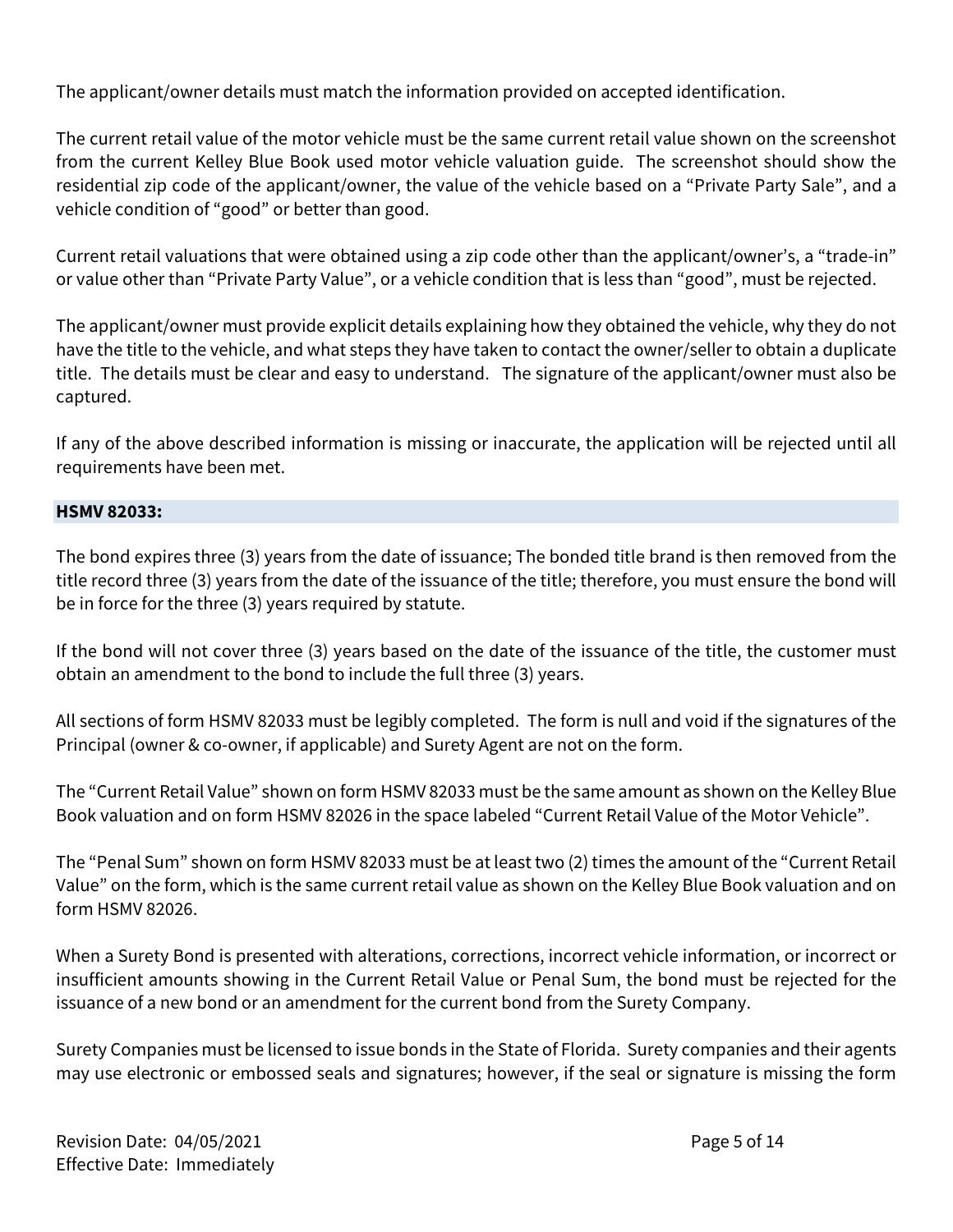The applicant/owner details must match the information provided on accepted identification.

The current retail value of the motor vehicle must be the same current retail value shown on the screenshot from the current Kelley Blue Book used motor vehicle valuation guide. The screenshot should show the residential zip code of the applicant/owner, the value of the vehicle based on a "Private Party Sale", and a vehicle condition of "good" or better than good.

Current retail valuations that were obtained using a zip code other than the applicant/owner's, a "trade-in" or value other than "Private Party Value", or a vehicle condition that is less than "good", must be rejected.

The applicant/owner must provide explicit details explaining how they obtained the vehicle, why they do not have the title to the vehicle, and what steps they have taken to contact the owner/seller to obtain a duplicate title. The details must be clear and easy to understand. The signature of the applicant/owner must also be captured.

If any of the above described information is missing or inaccurate, the application will be rejected until all requirements have been met.

## HSMV 82033:

The bond expires three (3) years from the date of issuance; The bonded title brand is then removed from the title record three (3) years from the date of the issuance of the title; therefore, you must ensure the bond will be in force for the three (3) years required by statute.

If the bond will not cover three (3) years based on the date of the issuance of the title, the customer must obtain an amendment to the bond to include the full three (3) years.

All sections of form HSMV 82033 must be legibly completed. The form is null and void if the signatures of the Principal (owner & co-owner, if applicable) and Surety Agent are not on the form.

The "Current Retail Value" shown on form HSMV 82033 must be the same amount as shown on the Kelley Blue Book valuation and on form HSMV 82026 in the space labeled "Current Retail Value of the Motor Vehicle".

The "Penal Sum" shown on form HSMV 82033 must be at least two (2) times the amount of the "Current Retail Value" on the form, which is the same current retail value as shown on the Kelley Blue Book valuation and on form HSMV 82026.

When a Surety Bond is presented with alterations, corrections, incorrect vehicle information, or incorrect or insufficient amounts showing in the Current Retail Value or Penal Sum, the bond must be rejected for the issuance of a new bond or an amendment for the current bond from the Surety Company.

Surety Companies must be licensed to issue bonds in the State of Florida. Surety companies and their agents may use electronic or embossed seals and signatures; however, if the seal or signature is missing the form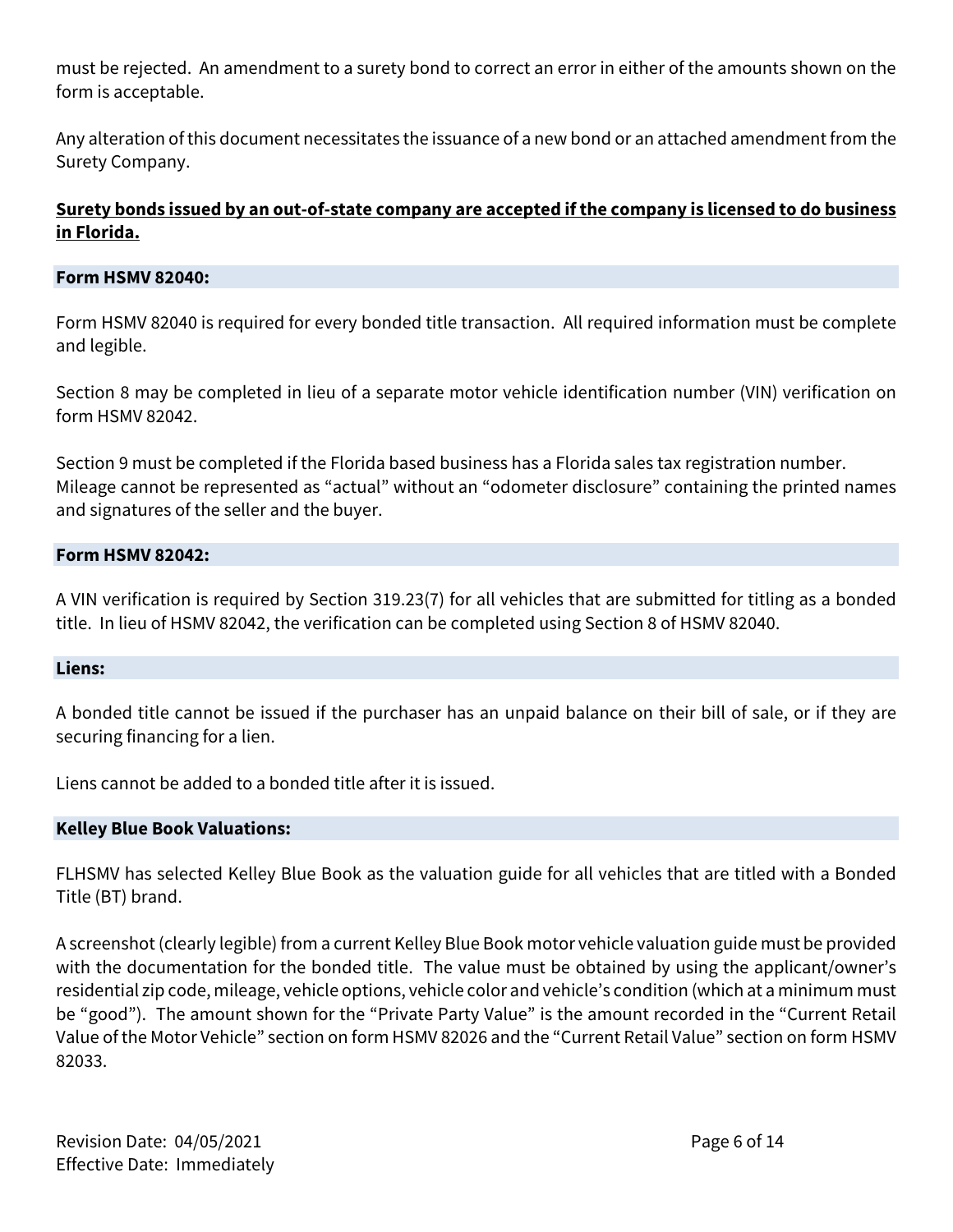must be rejected. An amendment to a surety bond to correct an error in either of the amounts shown on the form is acceptable.

Any alteration of this document necessitates the issuance of a new bond or an attached amendment from the Surety Company.

**Surety bonds issued by an out-of-state company are accepted if the company is licensed to do business in Florida.**

### Form HSMV 82040:

Form HSMV 82040 is required for every bonded title transaction. All required information must be complete and legible.

Section 8 may be completed in lieu of a separate motor vehicle identification number (VIN) verification on form HSMV 82042.

Section 9 must be completed if the Florida based business has a Florida sales tax registration number. Mileage cannot be represented as "actual" without an "odometer disclosure" containing the printed names and signatures of the seller and the buyer.

### Form HSMV 82042:

A VIN verification is required by Section 319.23(7) for all vehicles that are submitted for titling as a bonded title. In lieu of HSMV 82042, the verification can be completed using Section 8 of HSMV 82040.

### Liens:

A bonded title cannot be issued if the purchaser has an unpaid balance on their bill of sale, or if they are securing financing for a lien.

Liens cannot be added to a bonded title after it is issued.

### Kelley Blue Book Valuations:

FLHSMV has selected Kelley Blue Book as the valuation guide for all vehicles that are titled with a Bonded Title (BT) brand.

A screenshot (clearly legible) from a current Kelley Blue Book motor vehicle valuation guide must be provided with the documentation for the bonded title. The value must be obtained by using the applicant/owner's residential zip code, mileage, vehicle options, vehicle color and vehicle's condition (which at a minimum must be "good"). The amount shown for the "Private Party Value" is the amount recorded in the "Current Retail Value of the Motor Vehicle" section on form HSMV 82026 and the "Current Retail Value" section on form HSMV 82033.

Revision Date: 04/05/2021
Effective Date: Immediately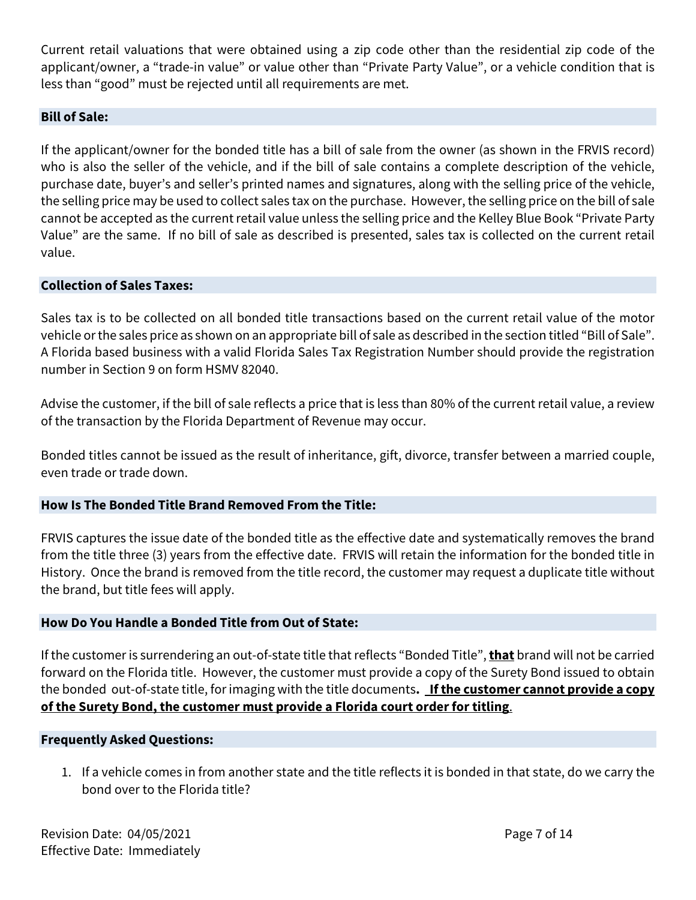Current retail valuations that were obtained using a zip code other than the residential zip code of the applicant/owner, a "trade-in value" or value other than "Private Party Value", or a vehicle condition that is less than "good" must be rejected until all requirements are met.

## Bill of Sale:

If the applicant/owner for the bonded title has a bill of sale from the owner (as shown in the FRVIS record) who is also the seller of the vehicle, and if the bill of sale contains a complete description of the vehicle, purchase date, buyer's and seller's printed names and signatures, along with the selling price of the vehicle, the selling price may be used to collect sales tax on the purchase. However, the selling price on the bill of sale cannot be accepted as the current retail value unless the selling price and the Kelley Blue Book "Private Party Value" are the same. If no bill of sale as described is presented, sales tax is collected on the current retail value.

## Collection of Sales Taxes:

Sales tax is to be collected on all bonded title transactions based on the current retail value of the motor vehicle or the sales price as shown on an appropriate bill of sale as described in the section titled "Bill of Sale". A Florida based business with a valid Florida Sales Tax Registration Number should provide the registration number in Section 9 on form HSMV 82040.

Advise the customer, if the bill of sale reflects a price that is less than 80% of the current retail value, a review of the transaction by the Florida Department of Revenue may occur.

Bonded titles cannot be issued as the result of inheritance, gift, divorce, transfer between a married couple, even trade or trade down.

## How Is The Bonded Title Brand Removed From the Title:

FRVIS captures the issue date of the bonded title as the effective date and systematically removes the brand from the title three (3) years from the effective date. FRVIS will retain the information for the bonded title in History. Once the brand is removed from the title record, the customer may request a duplicate title without the brand, but title fees will apply.

## How Do You Handle a Bonded Title from Out of State:

If the customer is surrendering an out-of-state title that reflects "Bonded Title", **that** brand will not be carried forward on the Florida title. However, the customer must provide a copy of the Surety Bond issued to obtain the bonded out-of-state title, for imaging with the title documents. **If the customer cannot provide a copy of the Surety Bond, the customer must provide a Florida court order for titling**.

## Frequently Asked Questions:

1. If a vehicle comes in from another state and the title reflects it is bonded in that state, do we carry the bond over to the Florida title?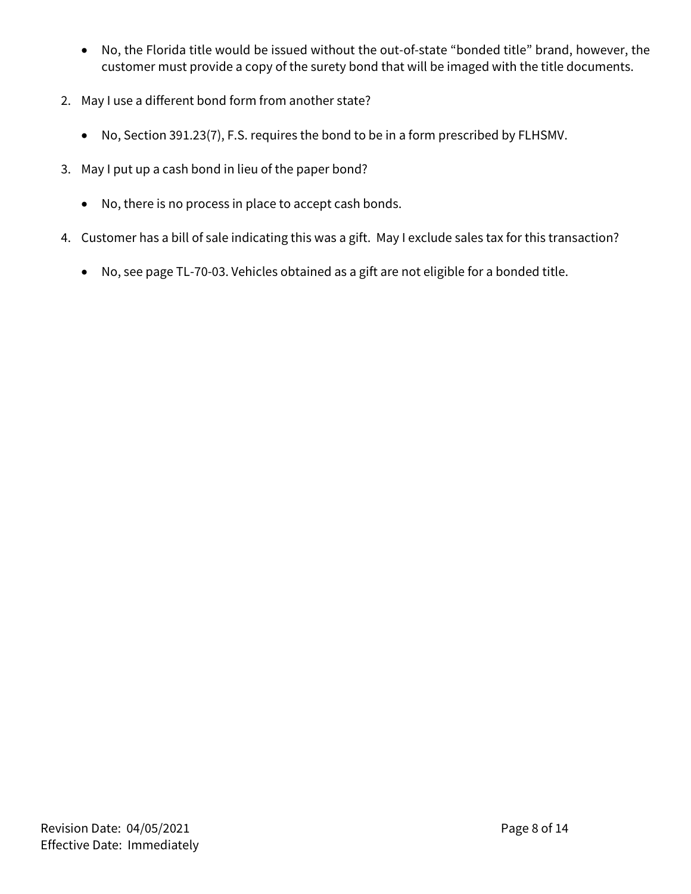- No, the Florida title would be issued without the out-of-state “bonded title” brand, however, the customer must provide a copy of the surety bond that will be imaged with the title documents.

2. May I use a different bond form from another state?

   - No, Section 391.23(7), F.S. requires the bond to be in a form prescribed by FLHSMV.

3. May I put up a cash bond in lieu of the paper bond?

   - No, there is no process in place to accept cash bonds.

4. Customer has a bill of sale indicating this was a gift. May I exclude sales tax for this transaction?

   - No, see page TL-70-03. Vehicles obtained as a gift are not eligible for a bonded title.

Revision Date: 04/05/2021
Effective Date: Immediately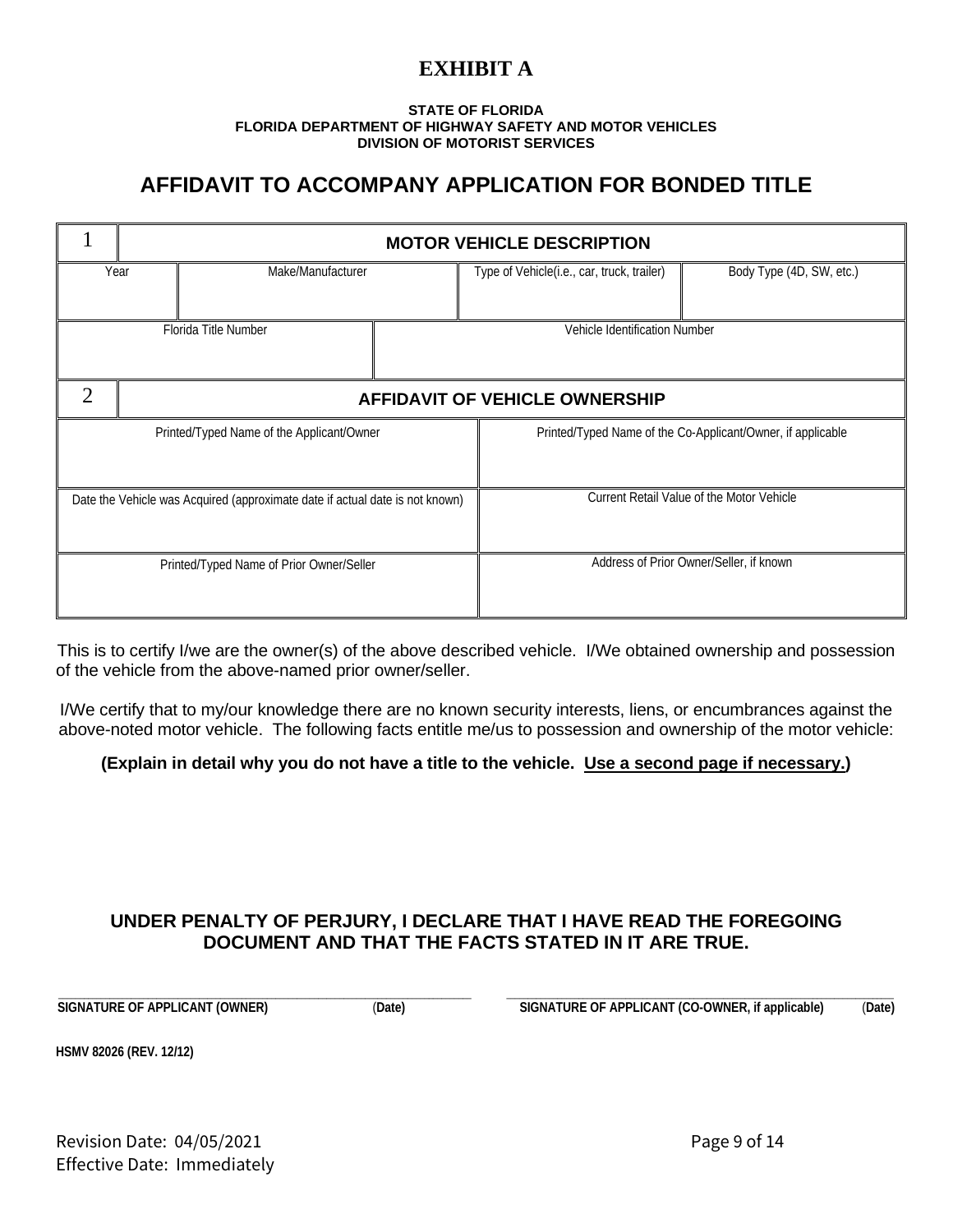# EXHIBIT A

**STATE OF FLORIDA**
**FLORIDA DEPARTMENT OF HIGHWAY SAFETY AND MOTOR VEHICLES**
**DIVISION OF MOTORIST SERVICES**

## AFFIDAVIT TO ACCOMPANY APPLICATION FOR BONDED TITLE

| 1 | **MOTOR VEHICLE DESCRIPTION** | | |
|---|---|---|---|
| Year | Make/Manufacturer | Type of Vehicle(i.e., car, truck, trailer) | Body Type (4D, SW, etc.) |
| | | | |
| Florida Title Number | | Vehicle Identification Number | |
| | | | |

| 2 | **AFFIDAVIT OF VEHICLE OWNERSHIP** |
|---|---|
| Printed/Typed Name of the Applicant/Owner | Printed/Typed Name of the Co-Applicant/Owner, if applicable |
| | |
| Date the Vehicle was Acquired (approximate date if actual date is not known) | Current Retail Value of the Motor Vehicle |
| | |
| Printed/Typed Name of Prior Owner/Seller | Address of Prior Owner/Seller, if known |
| | |

This is to certify I/we are the owner(s) of the above described vehicle. I/We obtained ownership and possession of the vehicle from the above-named prior owner/seller.

I/We certify that to my/our knowledge there are no known security interests, liens, or encumbrances against the above-noted motor vehicle. The following facts entitle me/us to possession and ownership of the motor vehicle:

**(Explain in detail why you do not have a title to the vehicle. Use a second page if necessary.)**

**UNDER PENALTY OF PERJURY, I DECLARE THAT I HAVE READ THE FOREGOING DOCUMENT AND THAT THE FACTS STATED IN IT ARE TRUE.**

______________________________________________ 
**SIGNATURE OF APPLICANT (OWNER)** (**Date)**

______________________________________________ 
**SIGNATURE OF APPLICANT (CO-OWNER, if applicable)** (**Date)**

**HSMV 82026 (REV. 12/12)**

Revision Date: 04/05/2021
Effective Date: Immediately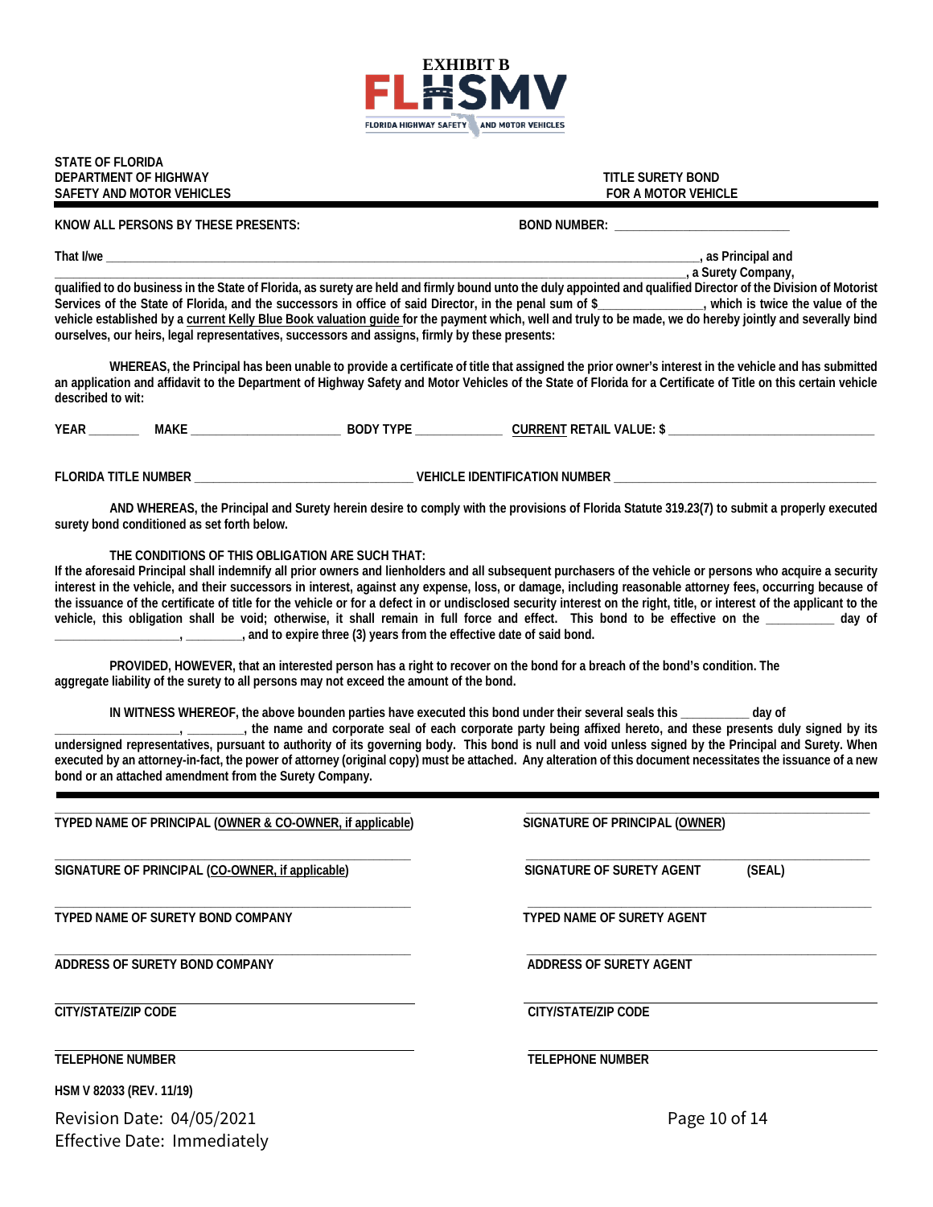**EXHIBIT B**

FLHSMV
FLORIDA HIGHWAY SAFETY AND MOTOR VEHICLES

**STATE OF FLORIDA**
**DEPARTMENT OF HIGHWAY**
**SAFETY AND MOTOR VEHICLES**

**TITLE SURETY BOND**
**FOR A MOTOR VEHICLE**

**KNOW ALL PERSONS BY THESE PRESENTS:** **BOND NUMBER:** ___________________________

**That I/we** ________________________________________________________________________________________, **as Principal and**
________________________________________________________________________________________, **a Surety Company,**
**qualified to do business in the State of Florida, as surety are held and firmly bound unto the duly appointed and qualified Director of the Division of Motorist Services of the State of Florida, and the successors in office of said Director, in the penal sum of $_______________, which is twice the value of the vehicle established by a current Kelly Blue Book valuation guide for the payment which, well and truly to be made, we do hereby jointly and severally bind ourselves, our heirs, legal representatives, successors and assigns, firmly by these presents:**

**WHEREAS, the Principal has been unable to provide a certificate of title that assigned the prior owner's interest in the vehicle and has submitted an application and affidavit to the Department of Highway Safety and Motor Vehicles of the State of Florida for a Certificate of Title on this certain vehicle described to wit:**

**YEAR** ________ **MAKE** ______________________ **BODY TYPE** _____________ **CURRENT RETAIL VALUE: $** _______________________________

**FLORIDA TITLE NUMBER** ________________________________ **VEHICLE IDENTIFICATION NUMBER** ________________________________________

**AND WHEREAS, the Principal and Surety herein desire to comply with the provisions of Florida Statute 319.23(7) to submit a properly executed surety bond conditioned as set forth below.**

**THE CONDITIONS OF THIS OBLIGATION ARE SUCH THAT:**
**If the aforesaid Principal shall indemnify all prior owners and lienholders and all subsequent purchasers of the vehicle or persons who acquire a security interest in the vehicle, and their successors in interest, against any expense, loss, or damage, including reasonable attorney fees, occurring because of the issuance of the certificate of title for the vehicle or for a defect in or undisclosed security interest on the right, title, or interest of the applicant to the vehicle, this obligation shall be void; otherwise, it shall remain in full force and effect. This bond to be effective on the __________ day of ___________________, ________, and to expire three (3) years from the effective date of said bond.**

**PROVIDED, HOWEVER, that an interested person has a right to recover on the bond for a breach of the bond's condition. The aggregate liability of the surety to all persons may not exceed the amount of the bond.**

**IN WITNESS WHEREOF, the above bounden parties have executed this bond under their several seals this __________ day of ___________________, ________, the name and corporate seal of each corporate party being affixed hereto, and these presents duly signed by its undersigned representatives, pursuant to authority of its governing body. This bond is null and void unless signed by the Principal and Surety. When executed by an attorney-in-fact, the power of attorney (original copy) must be attached. Any alteration of this document necessitates the issuance of a new bond or an attached amendment from the Surety Company.**

| | |
|---|---|
| ______________________________ | ______________________________ |
| **TYPED NAME OF PRINCIPAL (OWNER & CO-OWNER, if applicable)** | **SIGNATURE OF PRINCIPAL (OWNER)** |
| ______________________________ | ______________________________ |
| **SIGNATURE OF PRINCIPAL (CO-OWNER, if applicable)** | **SIGNATURE OF SURETY AGENT (SEAL)** |
| ______________________________ | ______________________________ |
| **TYPED NAME OF SURETY BOND COMPANY** | **TYPED NAME OF SURETY AGENT** |
| ______________________________ | ______________________________ |
| **ADDRESS OF SURETY BOND COMPANY** | **ADDRESS OF SURETY AGENT** |
| ______________________________ | ______________________________ |
| **CITY/STATE/ZIP CODE** | **CITY/STATE/ZIP CODE** |
| ______________________________ | ______________________________ |
| **TELEPHONE NUMBER** | **TELEPHONE NUMBER** |

**HSM V 82033 (REV. 11/19)**

Revision Date: 04/05/2021
Effective Date: Immediately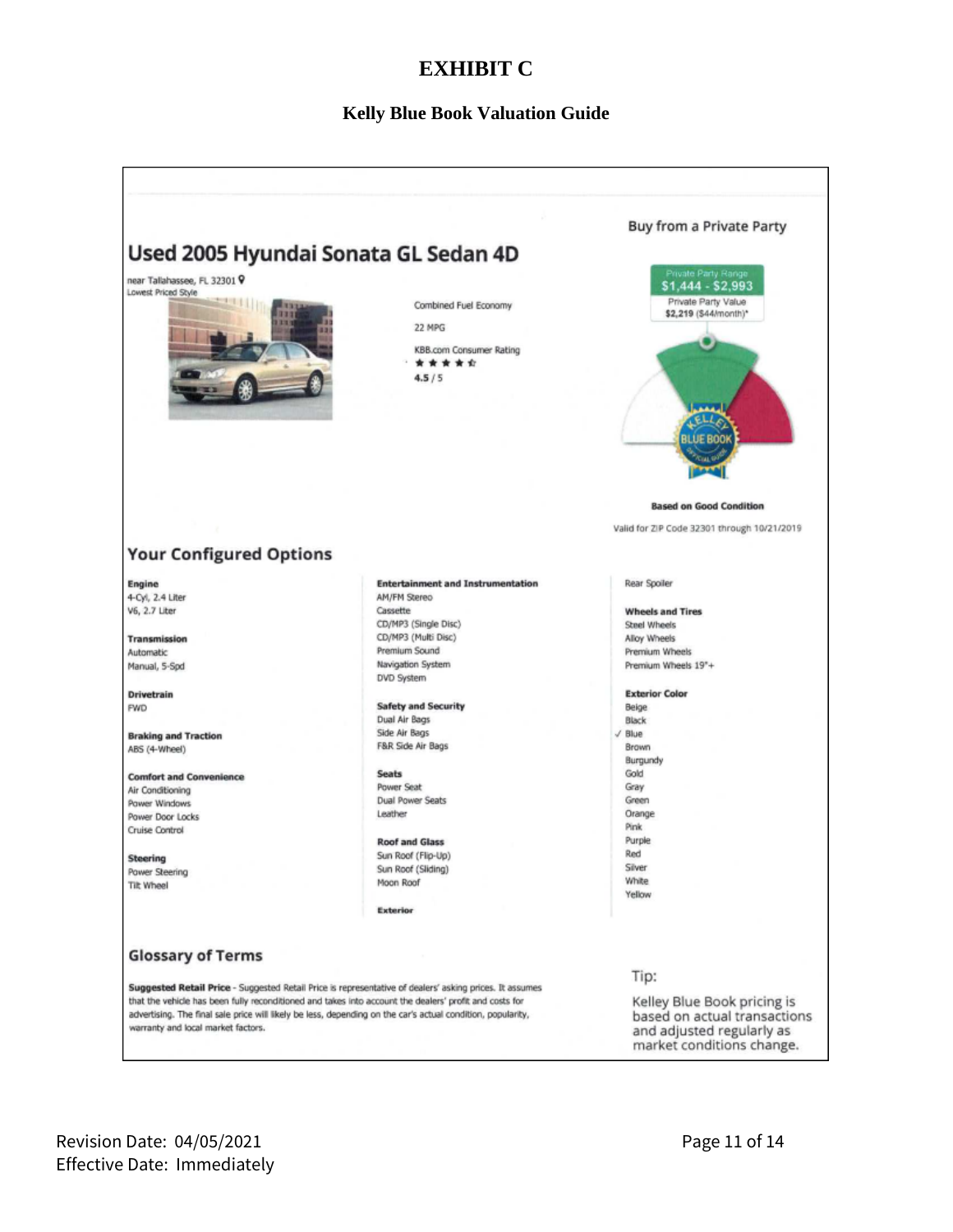# EXHIBIT C

## Kelly Blue Book Valuation Guide

## Used 2005 Hyundai Sonata GL Sedan 4D

near Tallahassee, FL 32301

Lowest Priced Style

Combined Fuel Economy

22 MPG

KBB.com Consumer Rating

★★★★☆

4.5 / 5

### Buy from a Private Party

Private Party Range
**$1,444 - $2,993**

Private Party Value
**$2,219** ($44/month)*

**Based on Good Condition**

Valid for ZIP Code 32301 through 10/21/2019

## Your Configured Options

**Engine**
4-Cyl, 2.4 Liter
V6, 2.7 Liter

**Transmission**
Automatic
Manual, 5-Spd

**Drivetrain**
FWD

**Braking and Traction**
ABS (4-Wheel)

**Comfort and Convenience**
Air Conditioning
Power Windows
Power Door Locks
Cruise Control

**Steering**
Power Steering
Tilt Wheel

**Entertainment and Instrumentation**
AM/FM Stereo
Cassette
CD/MP3 (Single Disc)
CD/MP3 (Multi Disc)
Premium Sound
Navigation System
DVD System

**Safety and Security**
Dual Air Bags
Side Air Bags
F&R Side Air Bags

**Seats**
Power Seat
Dual Power Seats
Leather

**Roof and Glass**
Sun Roof (Flip-Up)
Sun Roof (Sliding)
Moon Roof

**Exterior**
Rear Spoiler

**Wheels and Tires**
Steel Wheels
Alloy Wheels
Premium Wheels
Premium Wheels 19"+

**Exterior Color**
Beige
Black
✓ Blue
Brown
Burgundy
Gold
Gray
Green
Orange
Pink
Purple
Red
Silver
White
Yellow

## Glossary of Terms

**Suggested Retail Price** - Suggested Retail Price is representative of dealers' asking prices. It assumes that the vehicle has been fully reconditioned and takes into account the dealers' profit and costs for advertising. The final sale price will likely be less, depending on the car's actual condition, popularity, warranty and local market factors.

Tip:

Kelley Blue Book pricing is based on actual transactions and adjusted regularly as market conditions change.

Revision Date: 04/05/2021
Effective Date: Immediately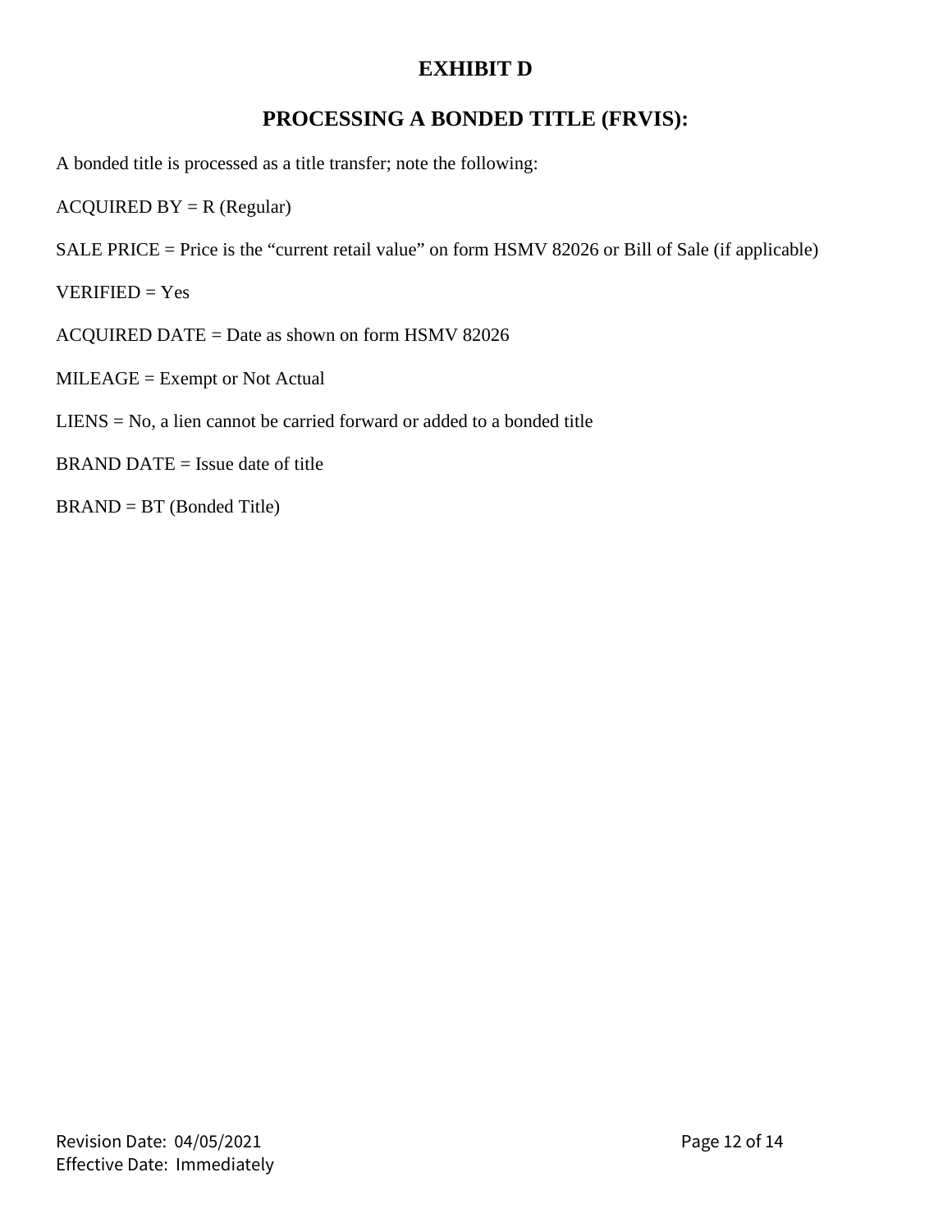# EXHIBIT D

## PROCESSING A BONDED TITLE (FRVIS):

A bonded title is processed as a title transfer; note the following:

ACQUIRED BY = R (Regular)

SALE PRICE = Price is the "current retail value" on form HSMV 82026 or Bill of Sale (if applicable)

VERIFIED = Yes

ACQUIRED DATE = Date as shown on form HSMV 82026

MILEAGE = Exempt or Not Actual

LIENS = No, a lien cannot be carried forward or added to a bonded title

BRAND DATE = Issue date of title

BRAND = BT (Bonded Title)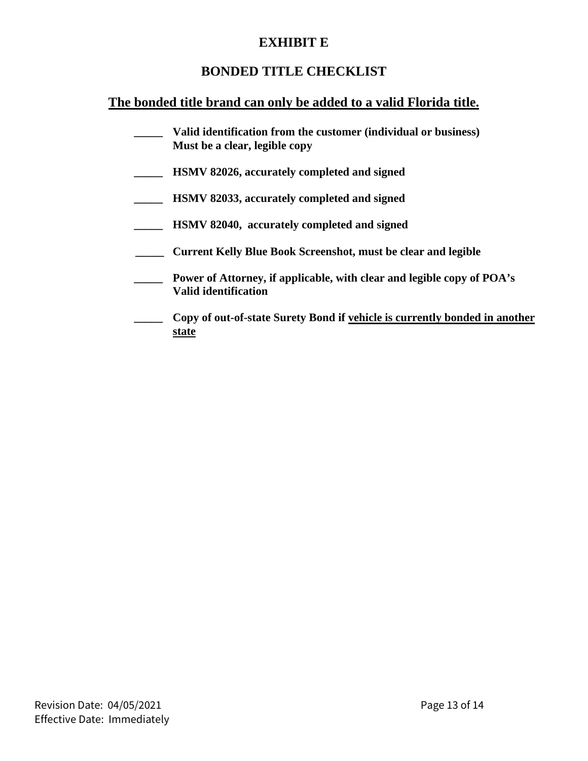# EXHIBIT E

## BONDED TITLE CHECKLIST

**The bonded title brand can only be added to a valid Florida title.**

- _____ **Valid identification from the customer (individual or business) Must be a clear, legible copy**
- _____ **HSMV 82026, accurately completed and signed**
- _____ **HSMV 82033, accurately completed and signed**
- _____ **HSMV 82040, accurately completed and signed**
- _____ **Current Kelly Blue Book Screenshot, must be clear and legible**
- _____ **Power of Attorney, if applicable, with clear and legible copy of POA's Valid identification**
- _____ **Copy of out-of-state Surety Bond if vehicle is currently bonded in another state**

Revision Date: 04/05/2021
Effective Date: Immediately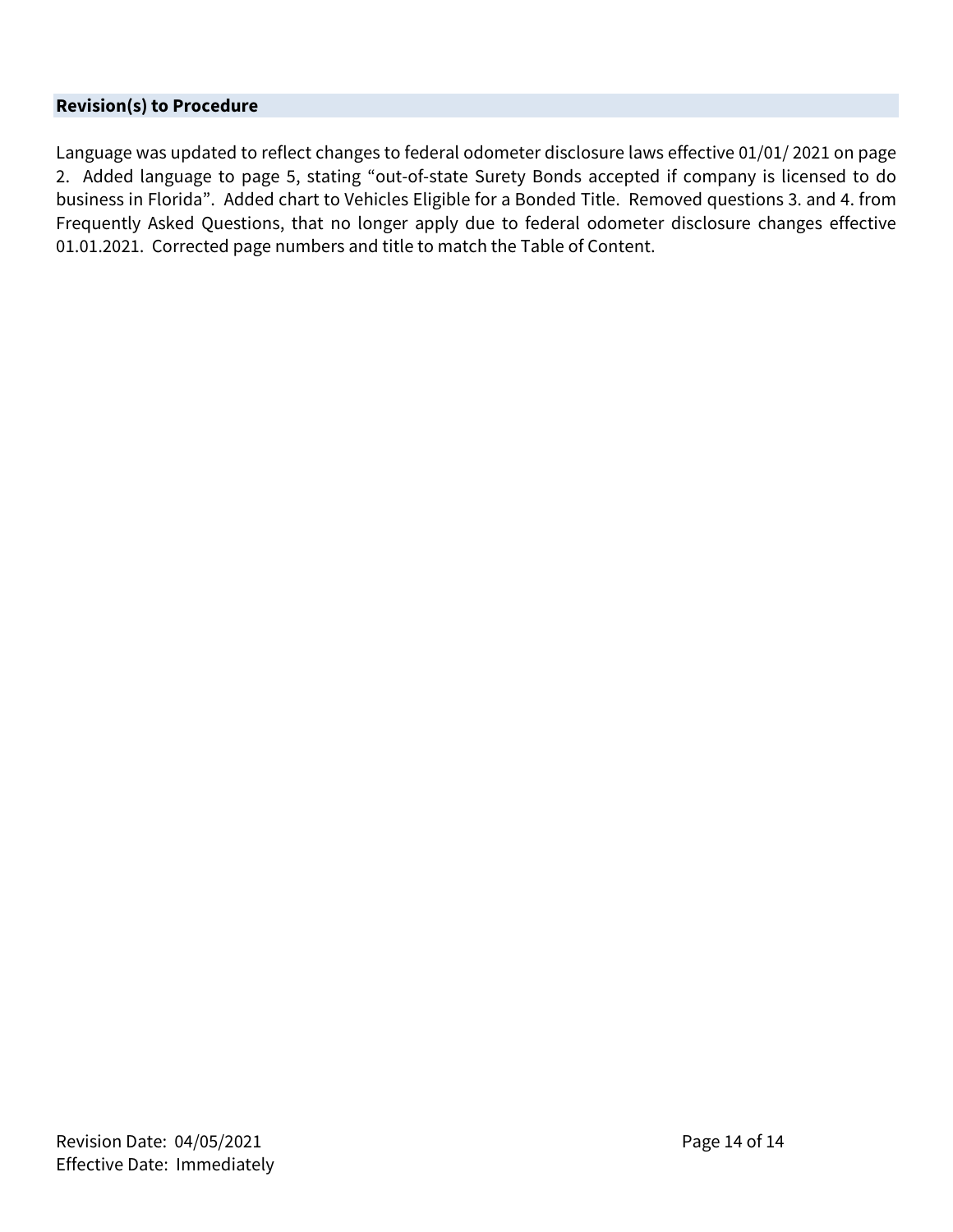## Revision(s) to Procedure

Language was updated to reflect changes to federal odometer disclosure laws effective 01/01/ 2021 on page 2. Added language to page 5, stating "out-of-state Surety Bonds accepted if company is licensed to do business in Florida". Added chart to Vehicles Eligible for a Bonded Title. Removed questions 3. and 4. from Frequently Asked Questions, that no longer apply due to federal odometer disclosure changes effective 01.01.2021. Corrected page numbers and title to match the Table of Content.

Revision Date: 04/05/2021
Effective Date: Immediately